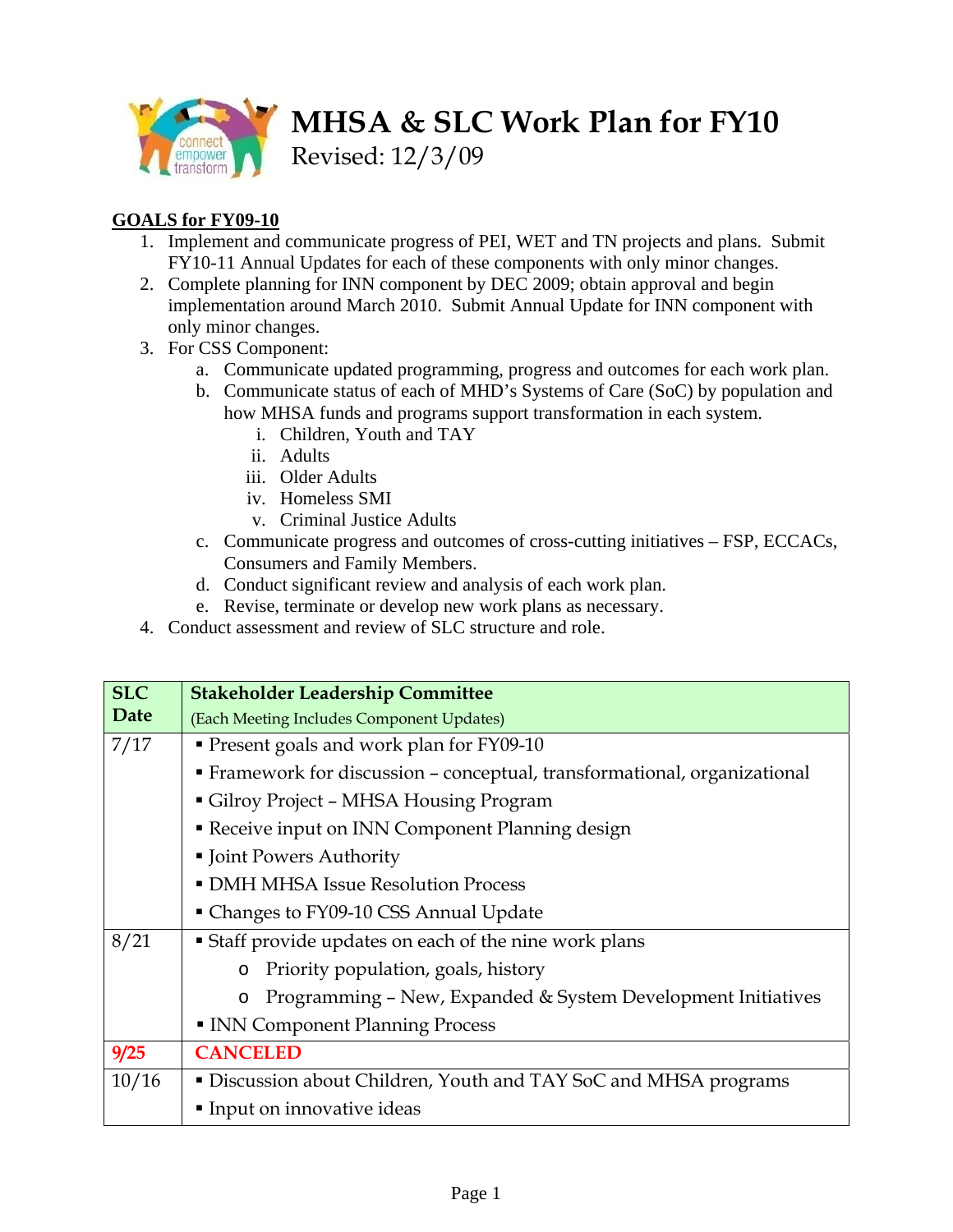# MHSA & SLC Work Plan for FY10

Revised: 12/3/09

**GOALS for FY09-10**

1. Implement and communicate progress of PEI, WET and TN projects and plans. Submit FY10-11 Annual Updates for each of these components with only minor changes.
2. Complete planning for INN component by DEC 2009; obtain approval and begin implementation around March 2010. Submit Annual Update for INN component with only minor changes.
3. For CSS Component:
   a. Communicate updated programming, progress and outcomes for each work plan.
   b. Communicate status of each of MHD's Systems of Care (SoC) by population and how MHSA funds and programs support transformation in each system.
      i. Children, Youth and TAY
      ii. Adults
      iii. Older Adults
      iv. Homeless SMI
      v. Criminal Justice Adults
   c. Communicate progress and outcomes of cross-cutting initiatives – FSP, ECCACs, Consumers and Family Members.
   d. Conduct significant review and analysis of each work plan.
   e. Revise, terminate or develop new work plans as necessary.
4. Conduct assessment and review of SLC structure and role.

| SLC Date | Stakeholder Leadership Committee (Each Meeting Includes Component Updates) |
|---|---|
| 7/17 | ▪ Present goals and work plan for FY09-10<br>▪ Framework for discussion – conceptual, transformational, organizational<br>▪ Gilroy Project – MHSA Housing Program<br>▪ Receive input on INN Component Planning design<br>▪ Joint Powers Authority<br>▪ DMH MHSA Issue Resolution Process<br>▪ Changes to FY09-10 CSS Annual Update |
| 8/21 | ▪ Staff provide updates on each of the nine work plans<br>o Priority population, goals, history<br>o Programming – New, Expanded & System Development Initiatives<br>▪ INN Component Planning Process |
| 9/25 | CANCELED |
| 10/16 | ▪ Discussion about Children, Youth and TAY SoC and MHSA programs<br>▪ Input on innovative ideas |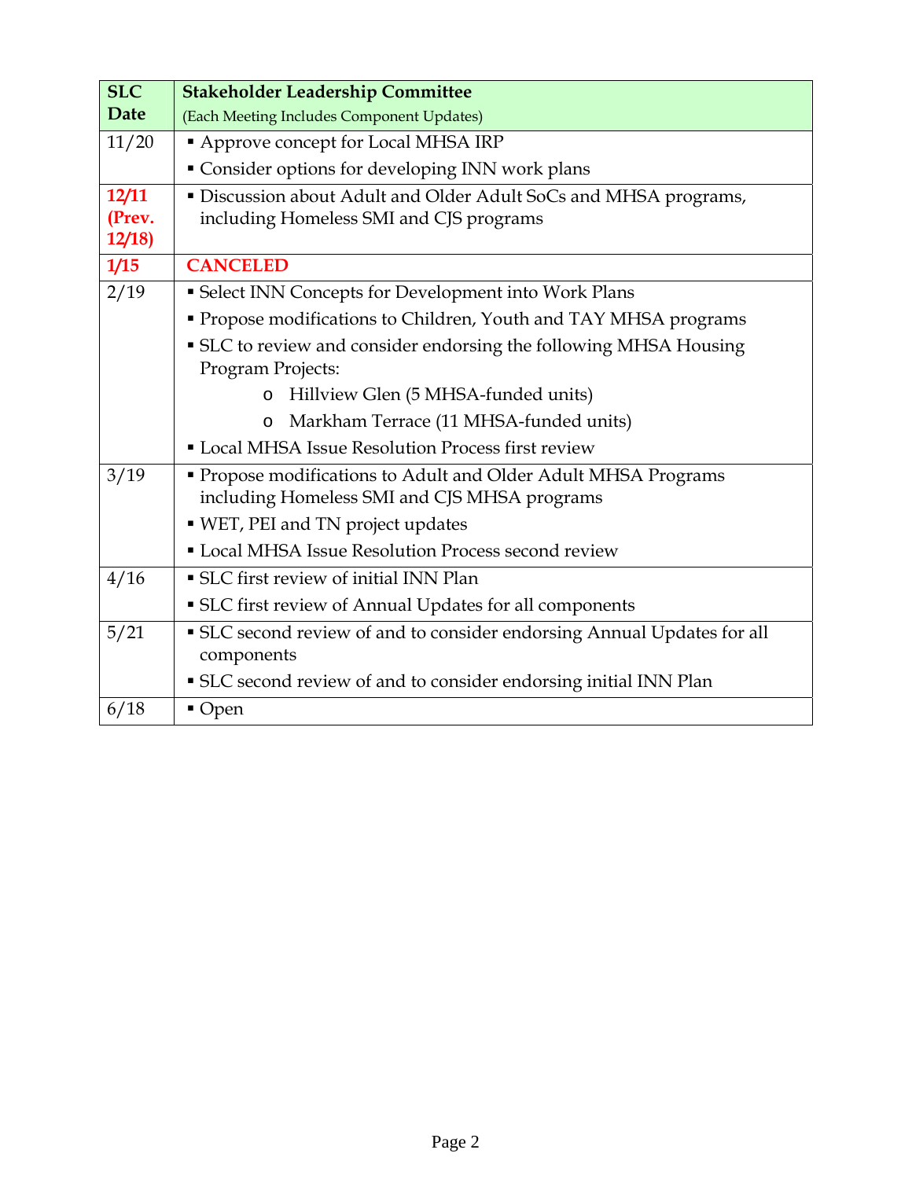| SLC Date | Stakeholder Leadership Committee<br>(Each Meeting Includes Component Updates) |
|---|---|
| 11/20 | ▪ Approve concept for Local MHSA IRP<br>▪ Consider options for developing INN work plans |
| **12/11 (Prev. 12/18)** | ▪ Discussion about Adult and Older Adult SoCs and MHSA programs, including Homeless SMI and CJS programs |
| **1/15** | **CANCELED** |
| 2/19 | ▪ Select INN Concepts for Development into Work Plans<br>▪ Propose modifications to Children, Youth and TAY MHSA programs<br>▪ SLC to review and consider endorsing the following MHSA Housing Program Projects:<br>o Hillview Glen (5 MHSA-funded units)<br>o Markham Terrace (11 MHSA-funded units)<br>▪ Local MHSA Issue Resolution Process first review |
| 3/19 | ▪ Propose modifications to Adult and Older Adult MHSA Programs including Homeless SMI and CJS MHSA programs<br>▪ WET, PEI and TN project updates<br>▪ Local MHSA Issue Resolution Process second review |
| 4/16 | ▪ SLC first review of initial INN Plan<br>▪ SLC first review of Annual Updates for all components |
| 5/21 | ▪ SLC second review of and to consider endorsing Annual Updates for all components<br>▪ SLC second review of and to consider endorsing initial INN Plan |
| 6/18 | ▪ Open |